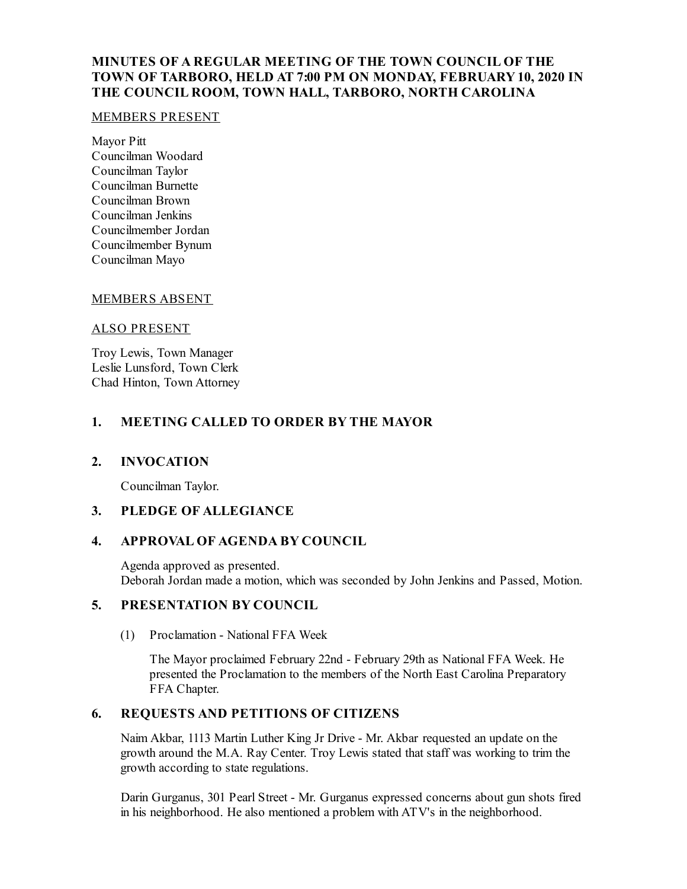# MINUTES OF A REGULAR MEETING OF THE TOWN COUNCIL OF THE TOWN OF TARBORO, HELD AT 7:00 PM ON MONDAY, FEBRUARY 10, 2020 IN THE COUNCIL ROOM, TOWN HALL, TARBORO, NORTH CAROLINA

MEMBERS PRESENT

Mayor Pitt
Councilman Woodard
Councilman Taylor
Councilman Burnette
Councilman Brown
Councilman Jenkins
Councilmember Jordan
Councilmember Bynum
Councilman Mayo

MEMBERS ABSENT

ALSO PRESENT

Troy Lewis, Town Manager
Leslie Lunsford, Town Clerk
Chad Hinton, Town Attorney

## 1. MEETING CALLED TO ORDER BY THE MAYOR

## 2. INVOCATION

Councilman Taylor.

## 3. PLEDGE OF ALLEGIANCE

## 4. APPROVAL OF AGENDA BY COUNCIL

Agenda approved as presented.
Deborah Jordan made a motion, which was seconded by John Jenkins and Passed, Motion.

## 5. PRESENTATION BY COUNCIL

(1) Proclamation - National FFA Week

The Mayor proclaimed February 22nd - February 29th as National FFA Week. He presented the Proclamation to the members of the North East Carolina Preparatory FFA Chapter.

## 6. REQUESTS AND PETITIONS OF CITIZENS

Naim Akbar, 1113 Martin Luther King Jr Drive - Mr. Akbar requested an update on the growth around the M.A. Ray Center. Troy Lewis stated that staff was working to trim the growth according to state regulations.

Darin Gurganus, 301 Pearl Street - Mr. Gurganus expressed concerns about gun shots fired in his neighborhood. He also mentioned a problem with ATV's in the neighborhood.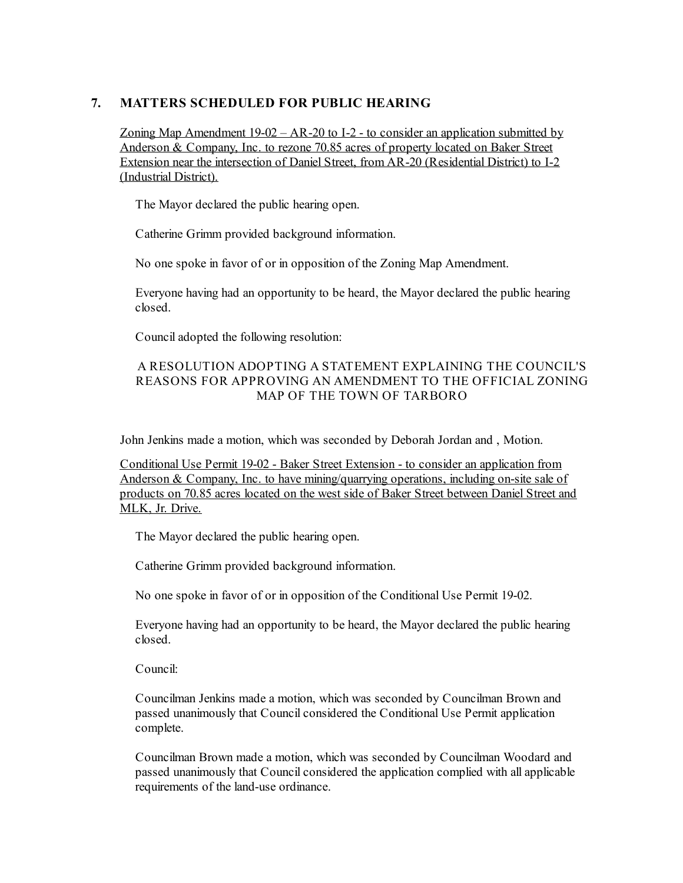## 7. MATTERS SCHEDULED FOR PUBLIC HEARING

Zoning Map Amendment 19-02 – AR-20 to I-2 - to consider an application submitted by Anderson & Company, Inc. to rezone 70.85 acres of property located on Baker Street Extension near the intersection of Daniel Street, from AR-20 (Residential District) to I-2 (Industrial District).

The Mayor declared the public hearing open.

Catherine Grimm provided background information.

No one spoke in favor of or in opposition of the Zoning Map Amendment.

Everyone having had an opportunity to be heard, the Mayor declared the public hearing closed.

Council adopted the following resolution:

A RESOLUTION ADOPTING A STATEMENT EXPLAINING THE COUNCIL'S REASONS FOR APPROVING AN AMENDMENT TO THE OFFICIAL ZONING MAP OF THE TOWN OF TARBORO

John Jenkins made a motion, which was seconded by Deborah Jordan and , Motion.

Conditional Use Permit 19-02 - Baker Street Extension - to consider an application from Anderson & Company, Inc. to have mining/quarrying operations, including on-site sale of products on 70.85 acres located on the west side of Baker Street between Daniel Street and MLK, Jr. Drive.

The Mayor declared the public hearing open.

Catherine Grimm provided background information.

No one spoke in favor of or in opposition of the Conditional Use Permit 19-02.

Everyone having had an opportunity to be heard, the Mayor declared the public hearing closed.

Council:

Councilman Jenkins made a motion, which was seconded by Councilman Brown and passed unanimously that Council considered the Conditional Use Permit application complete.

Councilman Brown made a motion, which was seconded by Councilman Woodard and passed unanimously that Council considered the application complied with all applicable requirements of the land-use ordinance.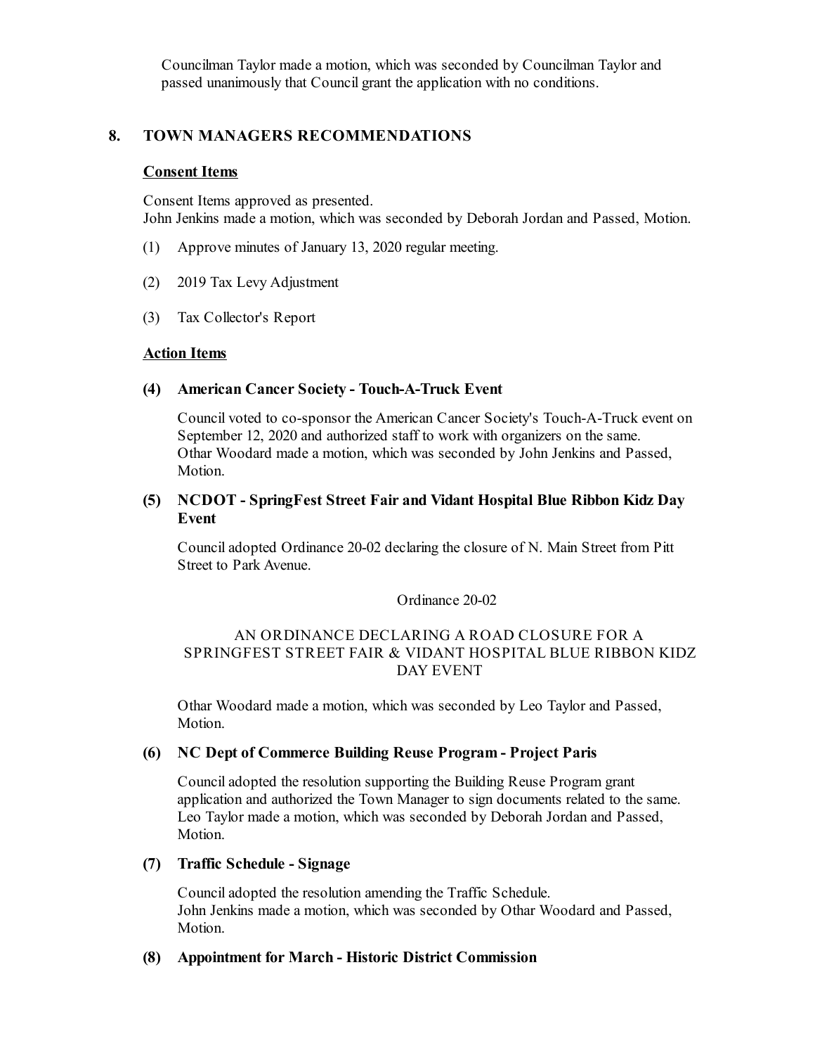Councilman Taylor made a motion, which was seconded by Councilman Taylor and passed unanimously that Council grant the application with no conditions.

## 8. TOWN MANAGERS RECOMMENDATIONS

### Consent Items

Consent Items approved as presented.
John Jenkins made a motion, which was seconded by Deborah Jordan and Passed, Motion.

(1) Approve minutes of January 13, 2020 regular meeting.

(2) 2019 Tax Levy Adjustment

(3) Tax Collector's Report

### Action Items

**(4) American Cancer Society - Touch-A-Truck Event**

Council voted to co-sponsor the American Cancer Society's Touch-A-Truck event on September 12, 2020 and authorized staff to work with organizers on the same.
Othar Woodard made a motion, which was seconded by John Jenkins and Passed, Motion.

**(5) NCDOT - SpringFest Street Fair and Vidant Hospital Blue Ribbon Kidz Day Event**

Council adopted Ordinance 20-02 declaring the closure of N. Main Street from Pitt Street to Park Avenue.

Ordinance 20-02

AN ORDINANCE DECLARING A ROAD CLOSURE FOR A SPRINGFEST STREET FAIR & VIDANT HOSPITAL BLUE RIBBON KIDZ DAY EVENT

Othar Woodard made a motion, which was seconded by Leo Taylor and Passed, Motion.

**(6) NC Dept of Commerce Building Reuse Program - Project Paris**

Council adopted the resolution supporting the Building Reuse Program grant application and authorized the Town Manager to sign documents related to the same.
Leo Taylor made a motion, which was seconded by Deborah Jordan and Passed, Motion.

**(7) Traffic Schedule - Signage**

Council adopted the resolution amending the Traffic Schedule.
John Jenkins made a motion, which was seconded by Othar Woodard and Passed, Motion.

**(8) Appointment for March - Historic District Commission**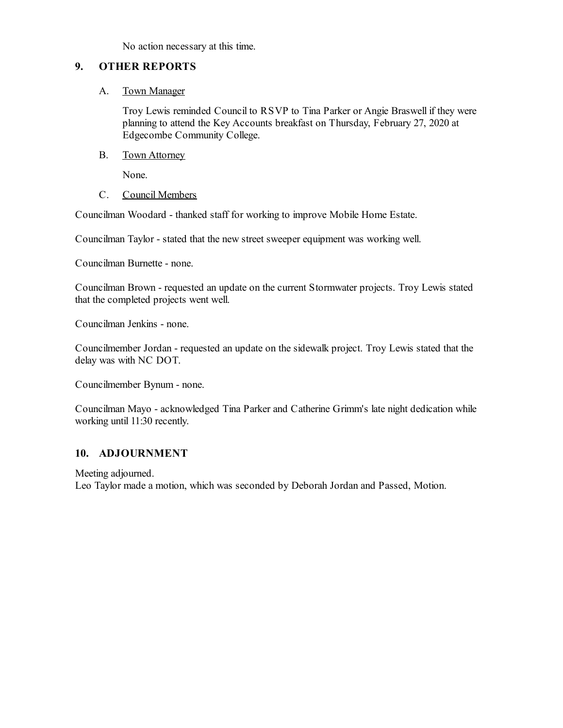No action necessary at this time.

## 9. OTHER REPORTS

A. Town Manager

Troy Lewis reminded Council to RSVP to Tina Parker or Angie Braswell if they were planning to attend the Key Accounts breakfast on Thursday, February 27, 2020 at Edgecombe Community College.

B. Town Attorney

None.

C. Council Members

Councilman Woodard - thanked staff for working to improve Mobile Home Estate.

Councilman Taylor - stated that the new street sweeper equipment was working well.

Councilman Burnette - none.

Councilman Brown - requested an update on the current Stormwater projects. Troy Lewis stated that the completed projects went well.

Councilman Jenkins - none.

Councilmember Jordan - requested an update on the sidewalk project. Troy Lewis stated that the delay was with NC DOT.

Councilmember Bynum - none.

Councilman Mayo - acknowledged Tina Parker and Catherine Grimm's late night dedication while working until 11:30 recently.

## 10. ADJOURNMENT

Meeting adjourned.
Leo Taylor made a motion, which was seconded by Deborah Jordan and Passed, Motion.